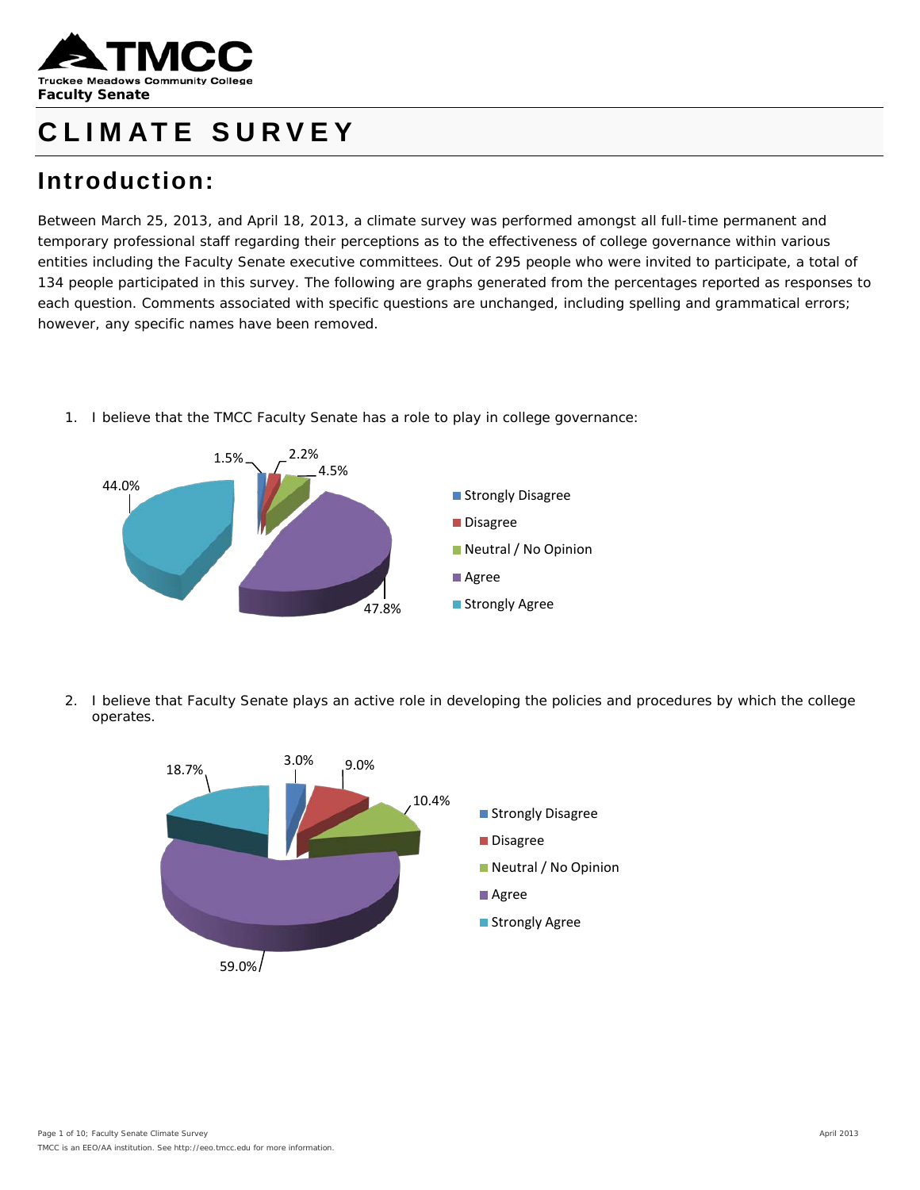TMCC
Truckee Meadows Community College
**Faculty Senate**

# CLIMATE SURVEY

## Introduction:

Between March 25, 2013, and April 18, 2013, a climate survey was performed amongst all full-time permanent and temporary professional staff regarding their perceptions as to the effectiveness of college governance within various entities including the Faculty Senate executive committees. Out of 295 people who were invited to participate, a total of 134 people participated in this survey. The following are graphs generated from the percentages reported as responses to each question. Comments associated with specific questions are unchanged, including spelling and grammatical errors; however, any specific names have been removed.

1. I believe that the TMCC Faculty Senate has a role to play in college governance:

| Response | Percentage |
|---|---|
| Strongly Disagree | 1.5% |
| Disagree | 2.2% |
| Neutral / No Opinion | 4.5% |
| Agree | 47.8% |
| Strongly Agree | 44.0% |

2. I believe that Faculty Senate plays an active role in developing the policies and procedures by which the college operates.

| Response | Percentage |
|---|---|
| Strongly Disagree | 3.0% |
| Disagree | 9.0% |
| Neutral / No Opinion | 10.4% |
| Agree | 59.0% |
| Strongly Agree | 18.7% |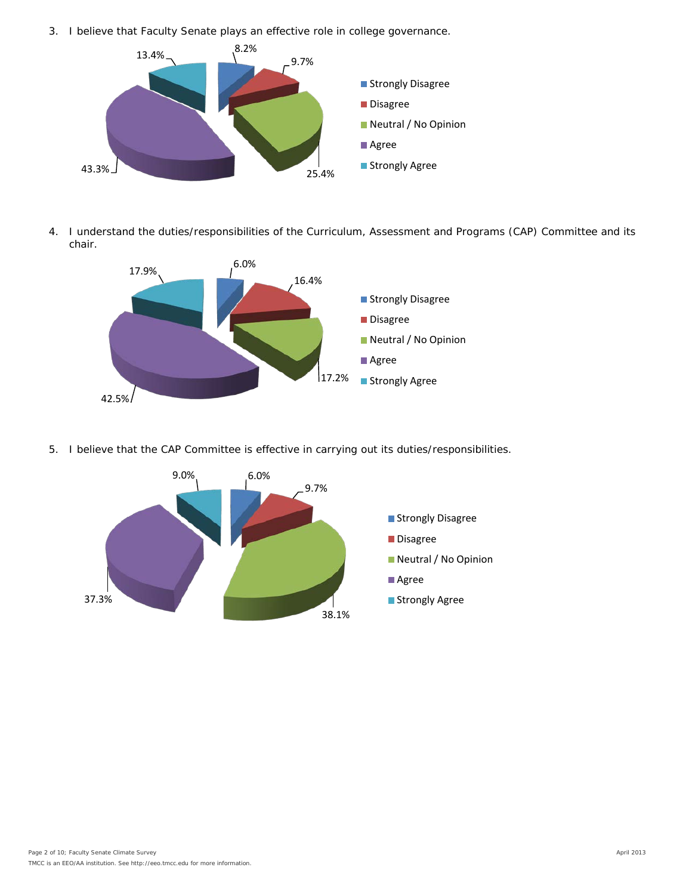3. I believe that Faculty Senate plays an effective role in college governance.

| Response | Percent |
|---|---|
| Strongly Disagree | 8.2% |
| Disagree | 9.7% |
| Neutral / No Opinion | 25.4% |
| Agree | 43.3% |
| Strongly Agree | 13.4% |

4. I understand the duties/responsibilities of the Curriculum, Assessment and Programs (CAP) Committee and its chair.

| Response | Percent |
|---|---|
| Strongly Disagree | 6.0% |
| Disagree | 16.4% |
| Neutral / No Opinion | 17.2% |
| Agree | 42.5% |
| Strongly Agree | 17.9% |

5. I believe that the CAP Committee is effective in carrying out its duties/responsibilities.

| Response | Percent |
|---|---|
| Strongly Disagree | 6.0% |
| Disagree | 9.7% |
| Neutral / No Opinion | 38.1% |
| Agree | 37.3% |
| Strongly Agree | 9.0% |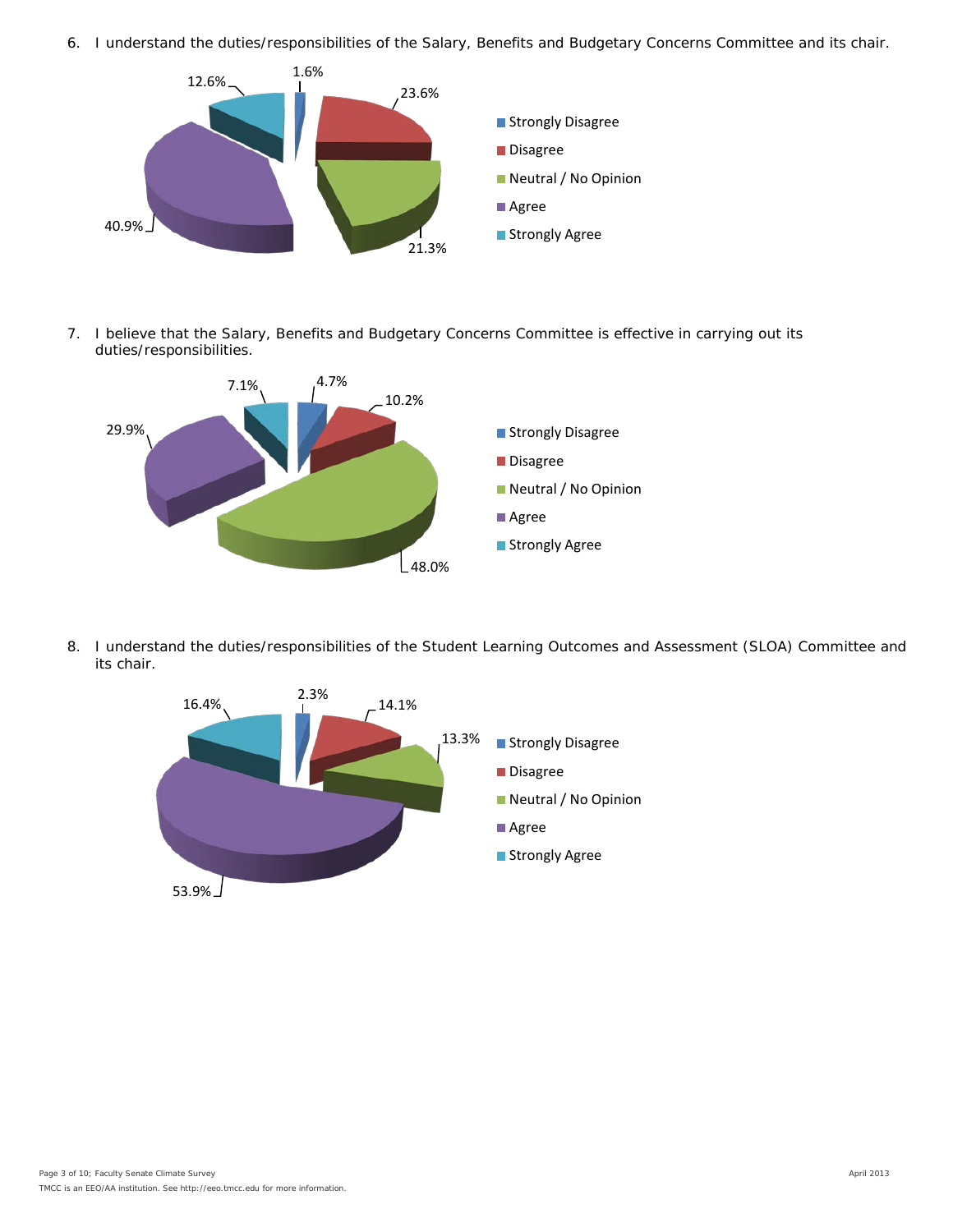6. I understand the duties/responsibilities of the Salary, Benefits and Budgetary Concerns Committee and its chair.

| Response | Percent |
|---|---|
| Strongly Disagree | 1.6% |
| Disagree | 23.6% |
| Neutral / No Opinion | 21.3% |
| Agree | 40.9% |
| Strongly Agree | 12.6% |

7. I believe that the Salary, Benefits and Budgetary Concerns Committee is effective in carrying out its duties/responsibilities.

| Response | Percent |
|---|---|
| Strongly Disagree | 4.7% |
| Disagree | 10.2% |
| Neutral / No Opinion | 48.0% |
| Agree | 29.9% |
| Strongly Agree | 7.1% |

8. I understand the duties/responsibilities of the Student Learning Outcomes and Assessment (SLOA) Committee and its chair.

| Response | Percent |
|---|---|
| Strongly Disagree | 2.3% |
| Disagree | 14.1% |
| Neutral / No Opinion | 13.3% |
| Agree | 53.9% |
| Strongly Agree | 16.4% |

TMCC is an EEO/AA institution. See http://eeo.tmcc.edu for more information.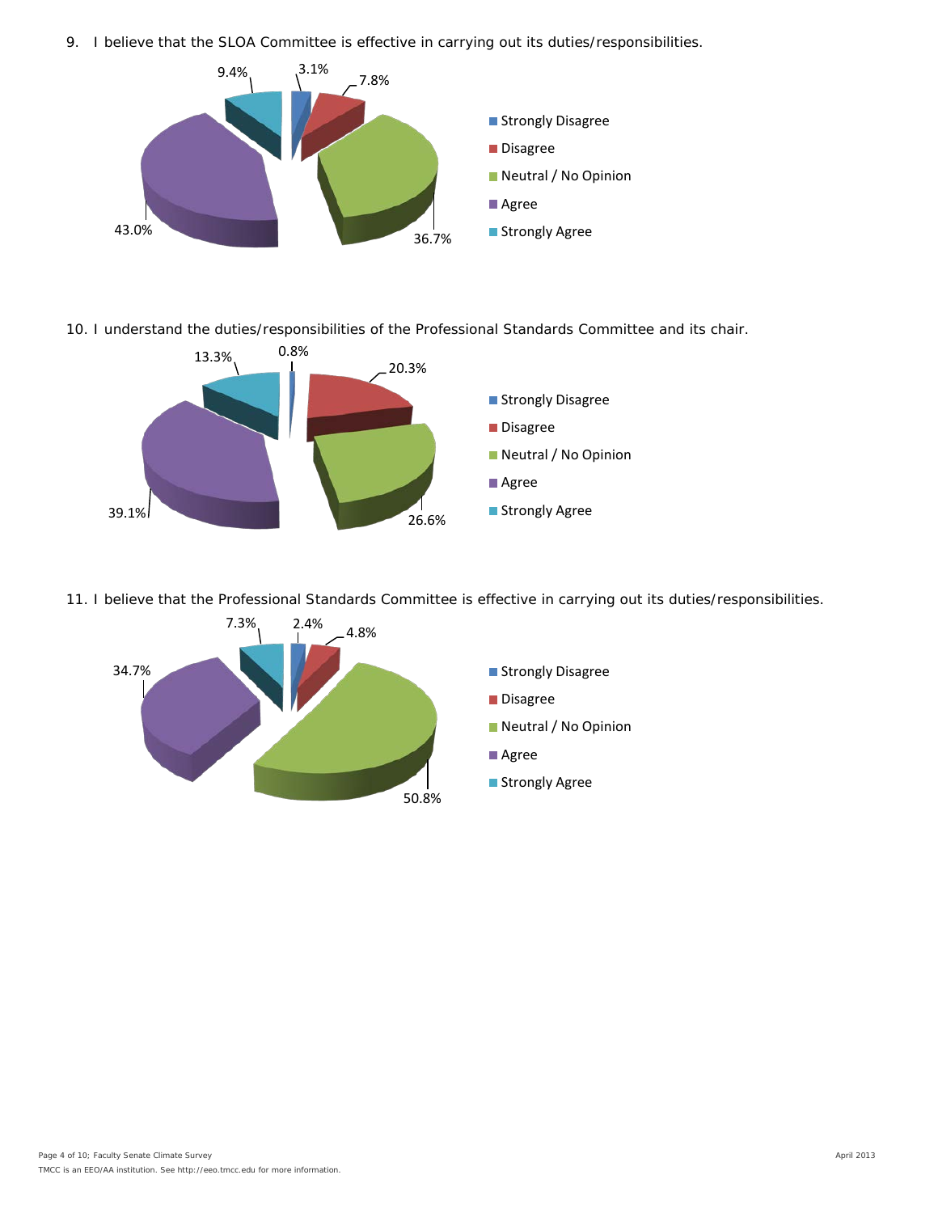9. I believe that the SLOA Committee is effective in carrying out its duties/responsibilities.

| Response | Percent |
| --- | --- |
| Strongly Disagree | 3.1% |
| Disagree | 7.8% |
| Neutral / No Opinion | 36.7% |
| Agree | 43.0% |
| Strongly Agree | 9.4% |

10. I understand the duties/responsibilities of the Professional Standards Committee and its chair.

| Response | Percent |
| --- | --- |
| Strongly Disagree | 0.8% |
| Disagree | 20.3% |
| Neutral / No Opinion | 26.6% |
| Agree | 39.1% |
| Strongly Agree | 13.3% |

11. I believe that the Professional Standards Committee is effective in carrying out its duties/responsibilities.

| Response | Percent |
| --- | --- |
| Strongly Disagree | 2.4% |
| Disagree | 4.8% |
| Neutral / No Opinion | 50.8% |
| Agree | 34.7% |
| Strongly Agree | 7.3% |

TMCC is an EEO/AA institution. See http://eeo.tmcc.edu for more information.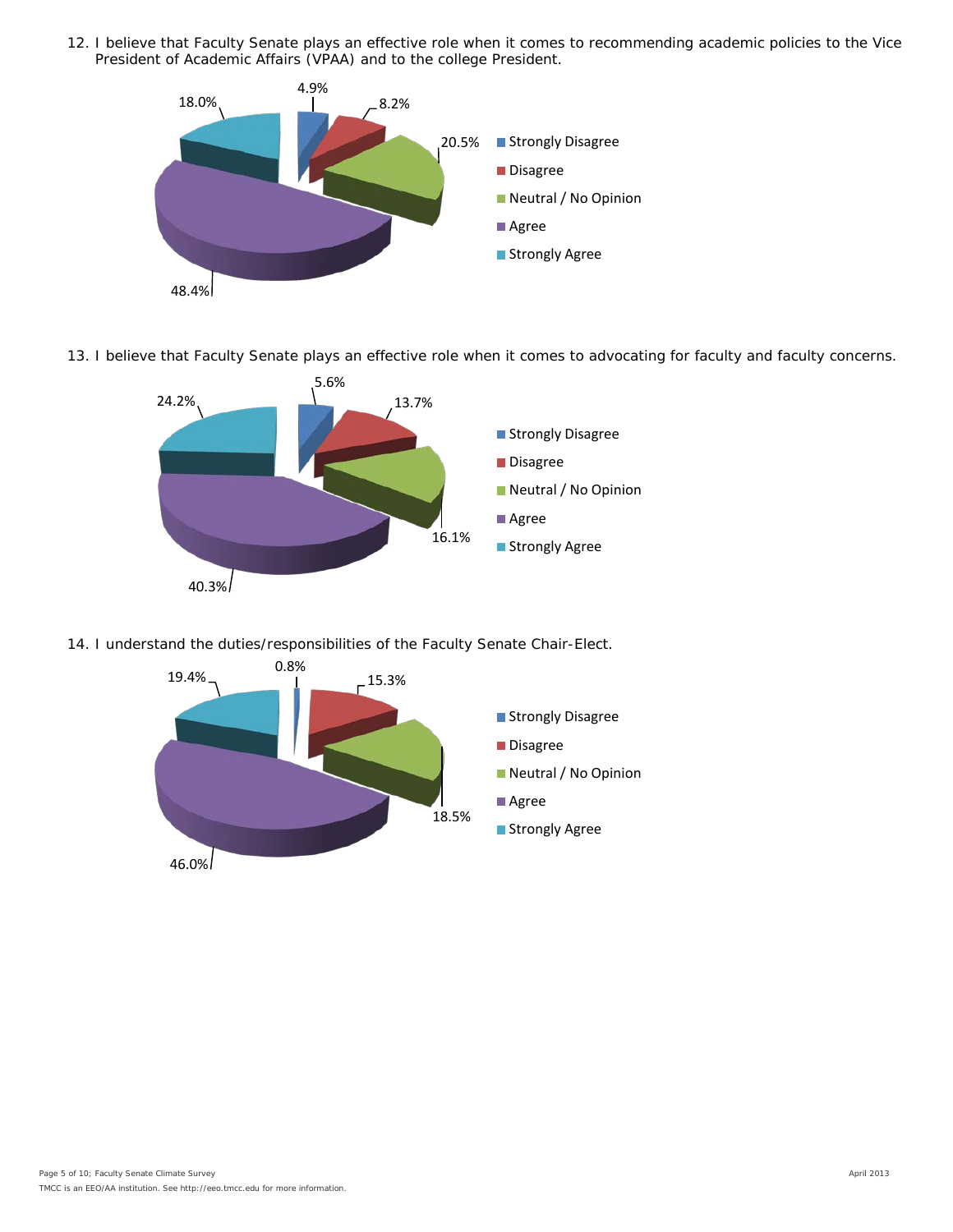12. I believe that Faculty Senate plays an effective role when it comes to recommending academic policies to the Vice President of Academic Affairs (VPAA) and to the college President.

| Response | Percentage |
| --- | --- |
| Strongly Disagree | 4.9% |
| Disagree | 8.2% |
| Neutral / No Opinion | 20.5% |
| Agree | 48.4% |
| Strongly Agree | 18.0% |

13. I believe that Faculty Senate plays an effective role when it comes to advocating for faculty and faculty concerns.

| Response | Percentage |
| --- | --- |
| Strongly Disagree | 5.6% |
| Disagree | 13.7% |
| Neutral / No Opinion | 16.1% |
| Agree | 40.3% |
| Strongly Agree | 24.2% |

14. I understand the duties/responsibilities of the Faculty Senate Chair-Elect.

| Response | Percentage |
| --- | --- |
| Strongly Disagree | 0.8% |
| Disagree | 15.3% |
| Neutral / No Opinion | 18.5% |
| Agree | 46.0% |
| Strongly Agree | 19.4% |

TMCC is an EEO/AA institution. See http://eeo.tmcc.edu for more information.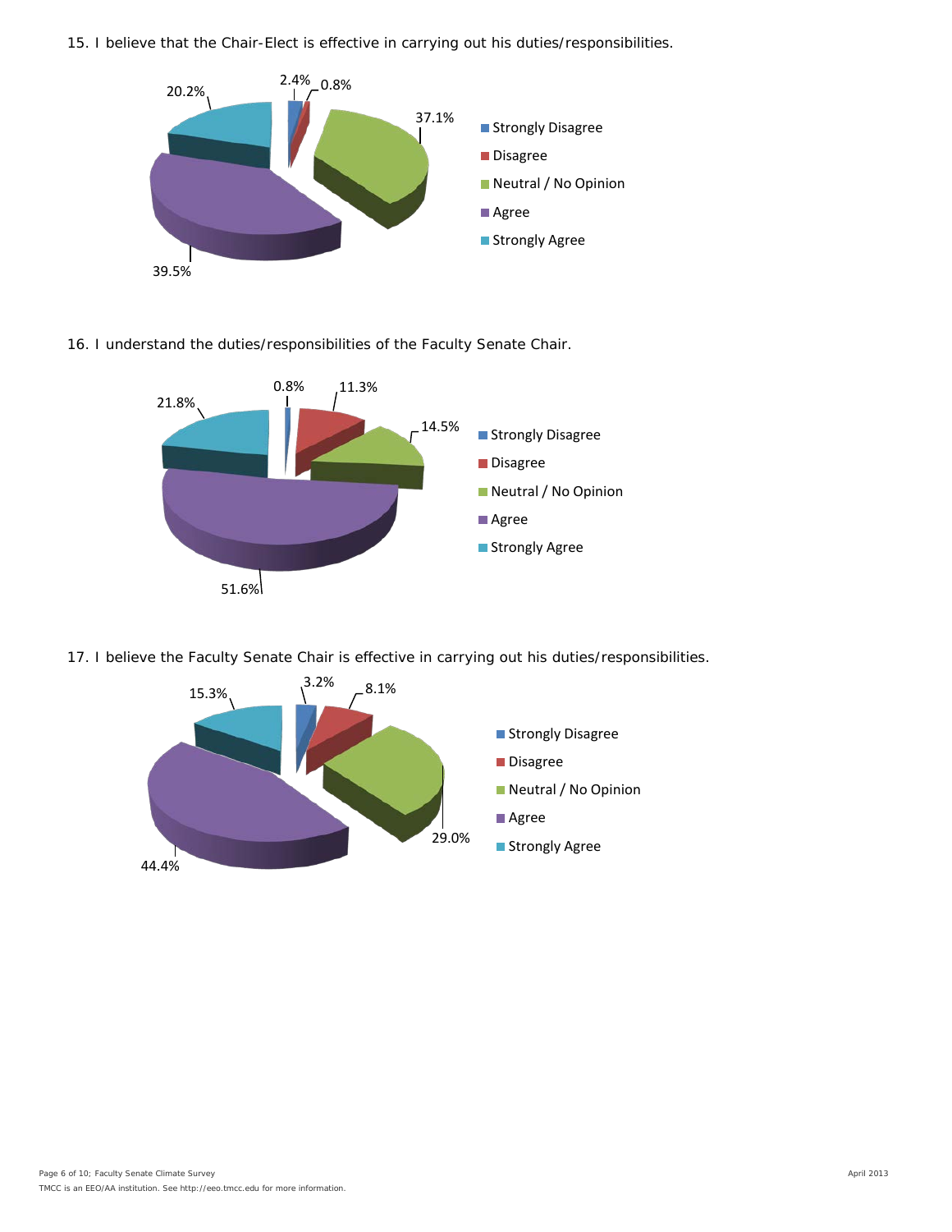15. I believe that the Chair-Elect is effective in carrying out his duties/responsibilities.

| Response | Percent |
| --- | --- |
| Strongly Disagree | 2.4% |
| Disagree | 0.8% |
| Neutral / No Opinion | 37.1% |
| Agree | 39.5% |
| Strongly Agree | 20.2% |

16. I understand the duties/responsibilities of the Faculty Senate Chair.

| Response | Percent |
| --- | --- |
| Strongly Disagree | 0.8% |
| Disagree | 11.3% |
| Neutral / No Opinion | 14.5% |
| Agree | 51.6% |
| Strongly Agree | 21.8% |

17. I believe the Faculty Senate Chair is effective in carrying out his duties/responsibilities.

| Response | Percent |
| --- | --- |
| Strongly Disagree | 3.2% |
| Disagree | 8.1% |
| Neutral / No Opinion | 29.0% |
| Agree | 44.4% |
| Strongly Agree | 15.3% |

TMCC is an EEO/AA institution. See http://eeo.tmcc.edu for more information.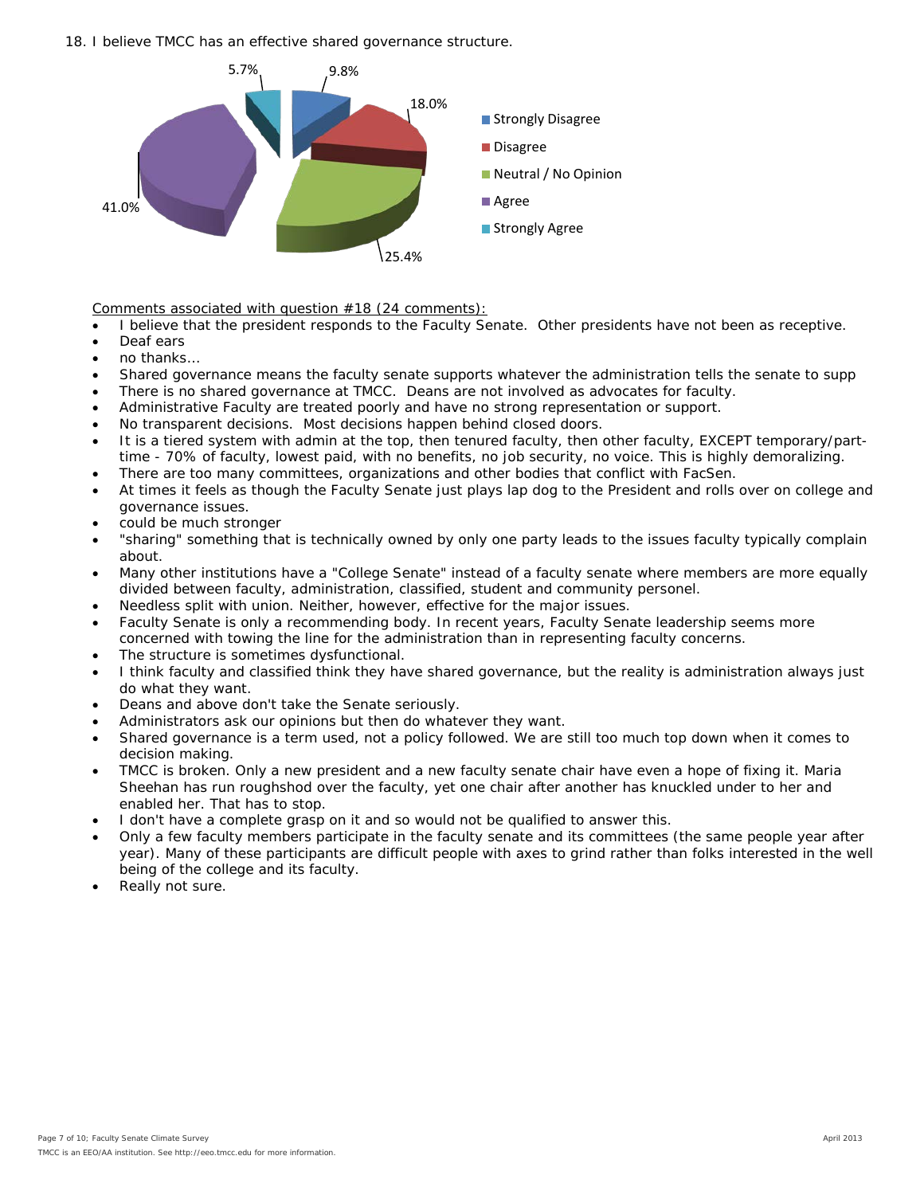18. I believe TMCC has an effective shared governance structure.

| Response | Percent |
|---|---|
| Strongly Disagree | 9.8% |
| Disagree | 18.0% |
| Neutral / No Opinion | 25.4% |
| Agree | 41.0% |
| Strongly Agree | 5.7% |

Comments associated with question #18 (24 comments):

- I believe that the president responds to the Faculty Senate. Other presidents have not been as receptive.
- Deaf ears
- no thanks...
- Shared governance means the faculty senate supports whatever the administration tells the senate to supp
- There is no shared governance at TMCC. Deans are not involved as advocates for faculty.
- Administrative Faculty are treated poorly and have no strong representation or support.
- No transparent decisions. Most decisions happen behind closed doors.
- It is a tiered system with admin at the top, then tenured faculty, then other faculty, EXCEPT temporary/part-time - 70% of faculty, lowest paid, with no benefits, no job security, no voice. This is highly demoralizing.
- There are too many committees, organizations and other bodies that conflict with FacSen.
- At times it feels as though the Faculty Senate just plays lap dog to the President and rolls over on college and governance issues.
- could be much stronger
- "sharing" something that is technically owned by only one party leads to the issues faculty typically complain about.
- Many other institutions have a "College Senate" instead of a faculty senate where members are more equally divided between faculty, administration, classified, student and community personel.
- Needless split with union. Neither, however, effective for the major issues.
- Faculty Senate is only a recommending body. In recent years, Faculty Senate leadership seems more concerned with towing the line for the administration than in representing faculty concerns.
- The structure is sometimes dysfunctional.
- I think faculty and classified think they have shared governance, but the reality is administration always just do what they want.
- Deans and above don't take the Senate seriously.
- Administrators ask our opinions but then do whatever they want.
- Shared governance is a term used, not a policy followed. We are still too much top down when it comes to decision making.
- TMCC is broken. Only a new president and a new faculty senate chair have even a hope of fixing it. Maria Sheehan has run roughshod over the faculty, yet one chair after another has knuckled under to her and enabled her. That has to stop.
- I don't have a complete grasp on it and so would not be qualified to answer this.
- Only a few faculty members participate in the faculty senate and its committees (the same people year after year). Many of these participants are difficult people with axes to grind rather than folks interested in the well being of the college and its faculty.
- Really not sure.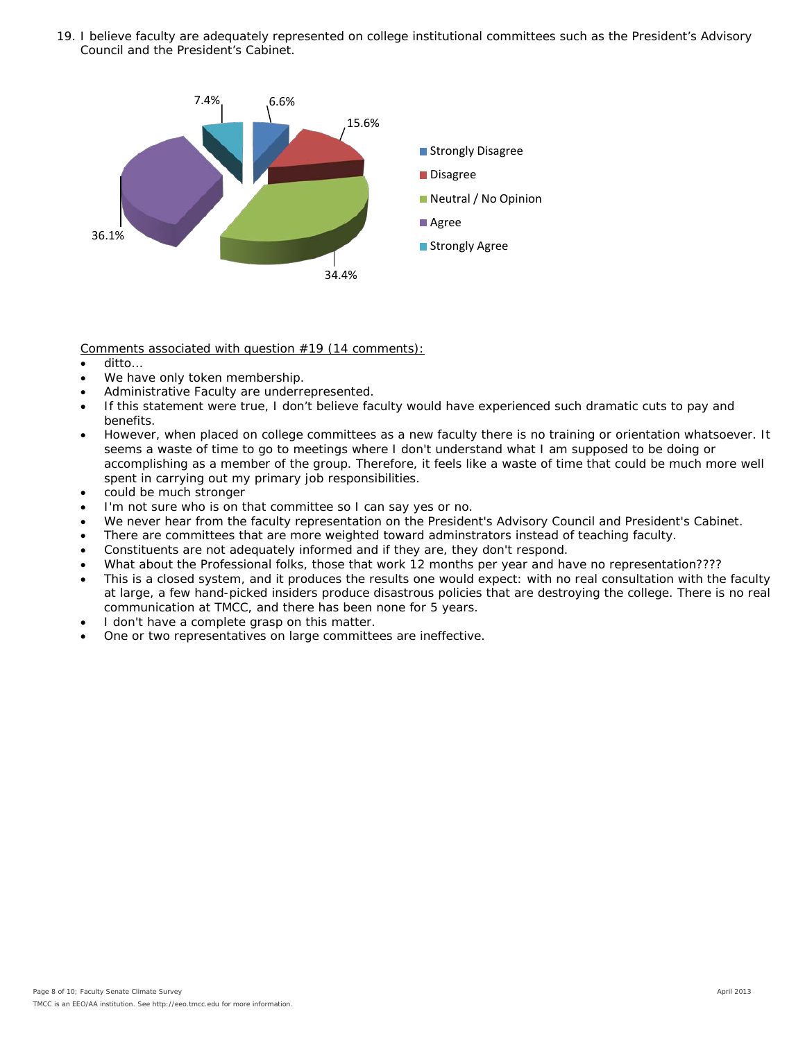19. I believe faculty are adequately represented on college institutional committees such as the President's Advisory Council and the President's Cabinet.

| Response | Percent |
|---|---|
| Strongly Disagree | 6.6% |
| Disagree | 15.6% |
| Neutral / No Opinion | 34.4% |
| Agree | 36.1% |
| Strongly Agree | 7.4% |

Comments associated with question #19 (14 comments):

- ditto…
- We have only token membership.
- Administrative Faculty are underrepresented.
- If this statement were true, I don't believe faculty would have experienced such dramatic cuts to pay and benefits.
- However, when placed on college committees as a new faculty there is no training or orientation whatsoever. It seems a waste of time to go to meetings where I don't understand what I am supposed to be doing or accomplishing as a member of the group. Therefore, it feels like a waste of time that could be much more well spent in carrying out my primary job responsibilities.
- could be much stronger
- I'm not sure who is on that committee so I can say yes or no.
- We never hear from the faculty representation on the President's Advisory Council and President's Cabinet.
- There are committees that are more weighted toward adminstrators instead of teaching faculty.
- Constituents are not adequately informed and if they are, they don't respond.
- What about the Professional folks, those that work 12 months per year and have no representation????
- This is a closed system, and it produces the results one would expect: with no real consultation with the faculty at large, a few hand-picked insiders produce disastrous policies that are destroying the college. There is no real communication at TMCC, and there has been none for 5 years.
- I don't have a complete grasp on this matter.
- One or two representatives on large committees are ineffective.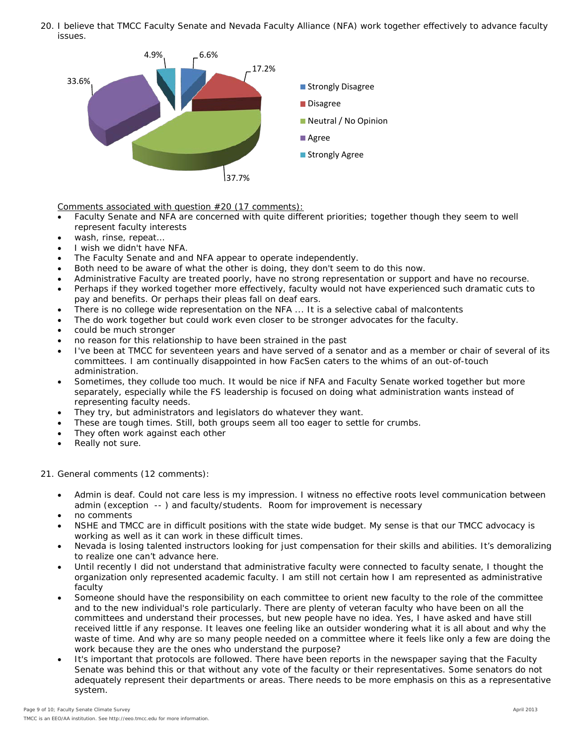20. I believe that TMCC Faculty Senate and Nevada Faculty Alliance (NFA) work together effectively to advance faculty issues.

| Response | Percentage |
|---|---|
| Strongly Disagree | 6.6% |
| Disagree | 17.2% |
| Neutral / No Opinion | 37.7% |
| Agree | 33.6% |
| Strongly Agree | 4.9% |

Comments associated with question #20 (17 comments):

- Faculty Senate and NFA are concerned with quite different priorities; together though they seem to well represent faculty interests
- wash, rinse, repeat...
- I wish we didn't have NFA.
- The Faculty Senate and and NFA appear to operate independently.
- Both need to be aware of what the other is doing, they don't seem to do this now.
- Administrative Faculty are treated poorly, have no strong representation or support and have no recourse.
- Perhaps if they worked together more effectively, faculty would not have experienced such dramatic cuts to pay and benefits. Or perhaps their pleas fall on deaf ears.
- There is no college wide representation on the NFA ... It is a selective cabal of malcontents
- The do work together but could work even closer to be stronger advocates for the faculty.
- could be much stronger
- no reason for this relationship to have been strained in the past
- I've been at TMCC for seventeen years and have served of a senator and as a member or chair of several of its committees. I am continually disappointed in how FacSen caters to the whims of an out-of-touch administration.
- Sometimes, they collude too much. It would be nice if NFA and Faculty Senate worked together but more separately, especially while the FS leadership is focused on doing what administration wants instead of representing faculty needs.
- They try, but administrators and legislators do whatever they want.
- These are tough times. Still, both groups seem all too eager to settle for crumbs.
- They often work against each other
- Really not sure.

21. General comments (12 comments):

- Admin is deaf. Could not care less is my impression. I witness no effective roots level communication between admin (exception -- ) and faculty/students. Room for improvement is necessary
- no comments
- NSHE and TMCC are in difficult positions with the state wide budget. My sense is that our TMCC advocacy is working as well as it can work in these difficult times.
- Nevada is losing talented instructors looking for just compensation for their skills and abilities. It's demoralizing to realize one can't advance here.
- Until recently I did not understand that administrative faculty were connected to faculty senate, I thought the organization only represented academic faculty. I am still not certain how I am represented as administrative faculty
- Someone should have the responsibility on each committee to orient new faculty to the role of the committee and to the new individual's role particularly. There are plenty of veteran faculty who have been on all the committees and understand their processes, but new people have no idea. Yes, I have asked and have still received little if any response. It leaves one feeling like an outsider wondering what it is all about and why the waste of time. And why are so many people needed on a committee where it feels like only a few are doing the work because they are the ones who understand the purpose?
- It's important that protocols are followed. There have been reports in the newspaper saying that the Faculty Senate was behind this or that without any vote of the faculty or their representatives. Some senators do not adequately represent their departments or areas. There needs to be more emphasis on this as a representative system.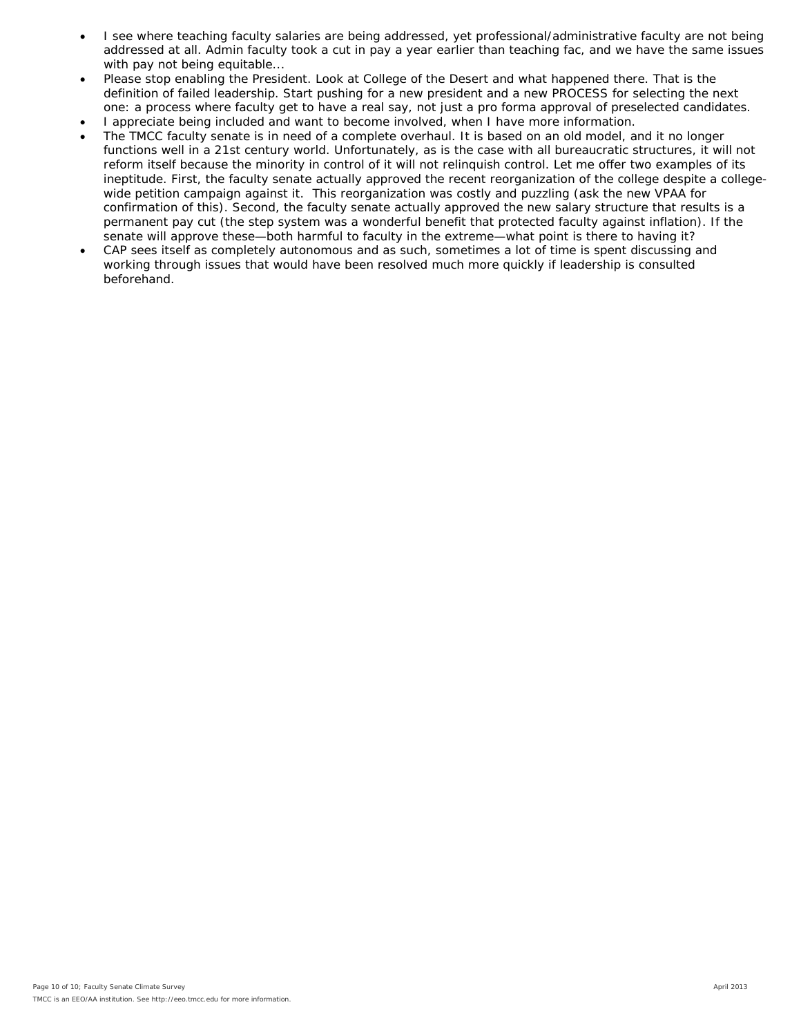- I see where teaching faculty salaries are being addressed, yet professional/administrative faculty are not being addressed at all. Admin faculty took a cut in pay a year earlier than teaching fac, and we have the same issues with pay not being equitable...
- Please stop enabling the President. Look at College of the Desert and what happened there. That is the definition of failed leadership. Start pushing for a new president and a new PROCESS for selecting the next one: a process where faculty get to have a real say, not just a pro forma approval of preselected candidates.
- I appreciate being included and want to become involved, when I have more information.
- The TMCC faculty senate is in need of a complete overhaul. It is based on an old model, and it no longer functions well in a 21st century world. Unfortunately, as is the case with all bureaucratic structures, it will not reform itself because the minority in control of it will not relinquish control. Let me offer two examples of its ineptitude. First, the faculty senate actually approved the recent reorganization of the college despite a college-wide petition campaign against it. This reorganization was costly and puzzling (ask the new VPAA for confirmation of this). Second, the faculty senate actually approved the new salary structure that results is a permanent pay cut (the step system was a wonderful benefit that protected faculty against inflation). If the senate will approve these—both harmful to faculty in the extreme—what point is there to having it?
- CAP sees itself as completely autonomous and as such, sometimes a lot of time is spent discussing and working through issues that would have been resolved much more quickly if leadership is consulted beforehand.